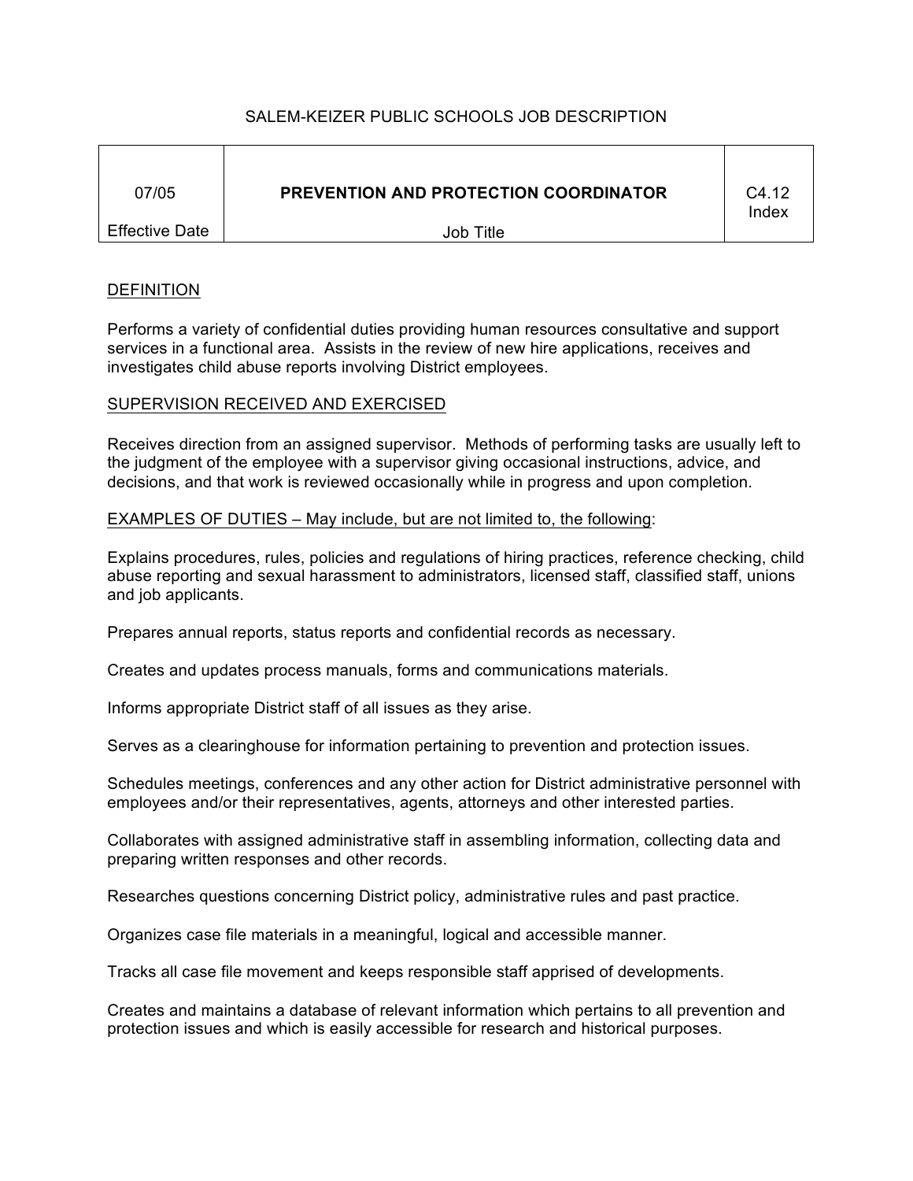SALEM-KEIZER PUBLIC SCHOOLS JOB DESCRIPTION

| 07/05 | **PREVENTION AND PROTECTION COORDINATOR** | C4.12 |
|---|---|---|
| Effective Date | Job Title | Index |

## DEFINITION

Performs a variety of confidential duties providing human resources consultative and support services in a functional area. Assists in the review of new hire applications, receives and investigates child abuse reports involving District employees.

## SUPERVISION RECEIVED AND EXERCISED

Receives direction from an assigned supervisor. Methods of performing tasks are usually left to the judgment of the employee with a supervisor giving occasional instructions, advice, and decisions, and that work is reviewed occasionally while in progress and upon completion.

## EXAMPLES OF DUTIES – May include, but are not limited to, the following:

Explains procedures, rules, policies and regulations of hiring practices, reference checking, child abuse reporting and sexual harassment to administrators, licensed staff, classified staff, unions and job applicants.

Prepares annual reports, status reports and confidential records as necessary.

Creates and updates process manuals, forms and communications materials.

Informs appropriate District staff of all issues as they arise.

Serves as a clearinghouse for information pertaining to prevention and protection issues.

Schedules meetings, conferences and any other action for District administrative personnel with employees and/or their representatives, agents, attorneys and other interested parties.

Collaborates with assigned administrative staff in assembling information, collecting data and preparing written responses and other records.

Researches questions concerning District policy, administrative rules and past practice.

Organizes case file materials in a meaningful, logical and accessible manner.

Tracks all case file movement and keeps responsible staff apprised of developments.

Creates and maintains a database of relevant information which pertains to all prevention and protection issues and which is easily accessible for research and historical purposes.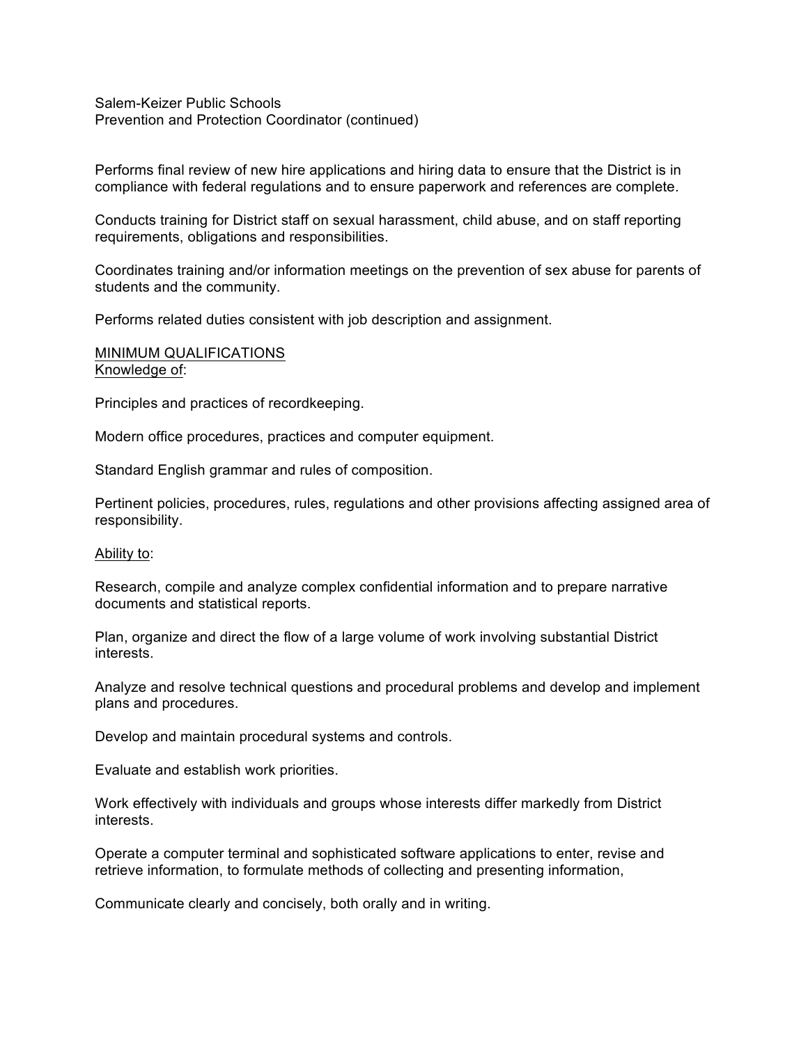Performs final review of new hire applications and hiring data to ensure that the District is in compliance with federal regulations and to ensure paperwork and references are complete.

Conducts training for District staff on sexual harassment, child abuse, and on staff reporting requirements, obligations and responsibilities.

Coordinates training and/or information meetings on the prevention of sex abuse for parents of students and the community.

Performs related duties consistent with job description and assignment.

## MINIMUM QUALIFICATIONS

### Knowledge of:

Principles and practices of recordkeeping.

Modern office procedures, practices and computer equipment.

Standard English grammar and rules of composition.

Pertinent policies, procedures, rules, regulations and other provisions affecting assigned area of responsibility.

### Ability to:

Research, compile and analyze complex confidential information and to prepare narrative documents and statistical reports.

Plan, organize and direct the flow of a large volume of work involving substantial District interests.

Analyze and resolve technical questions and procedural problems and develop and implement plans and procedures.

Develop and maintain procedural systems and controls.

Evaluate and establish work priorities.

Work effectively with individuals and groups whose interests differ markedly from District interests.

Operate a computer terminal and sophisticated software applications to enter, revise and retrieve information, to formulate methods of collecting and presenting information,

Communicate clearly and concisely, both orally and in writing.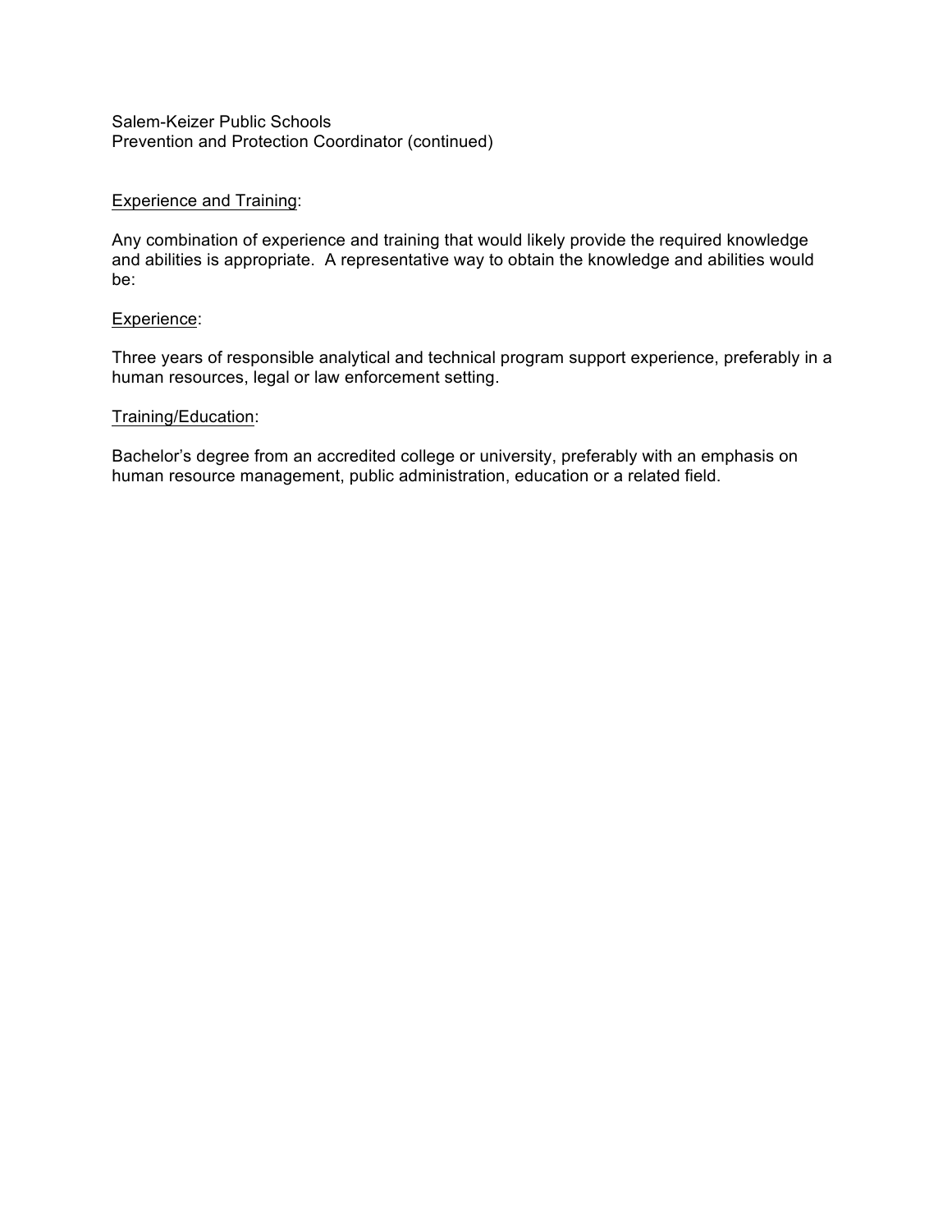Salem-Keizer Public Schools
Prevention and Protection Coordinator (continued)

Experience and Training:

Any combination of experience and training that would likely provide the required knowledge and abilities is appropriate. A representative way to obtain the knowledge and abilities would be:

Experience:

Three years of responsible analytical and technical program support experience, preferably in a human resources, legal or law enforcement setting.

Training/Education:

Bachelor's degree from an accredited college or university, preferably with an emphasis on human resource management, public administration, education or a related field.